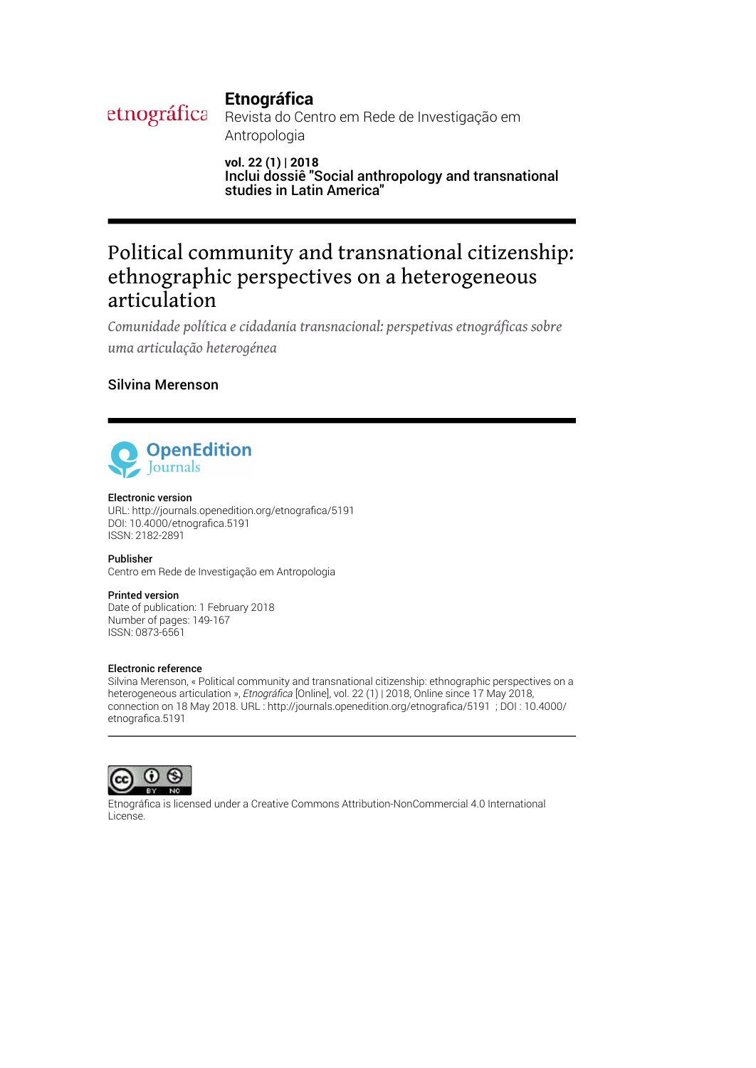**Etnográfica**
Revista do Centro em Rede de Investigação em Antropologia

**vol. 22 (1) | 2018**
**Inclui dossiê "Social anthropology and transnational studies in Latin America"**

# Political community and transnational citizenship: ethnographic perspectives on a heterogeneous articulation

*Comunidade política e cidadania transnacional: perspetivas etnográficas sobre uma articulação heterogénea*

## Silvina Merenson

**Electronic version**
URL: http://journals.openedition.org/etnografica/5191
DOI: 10.4000/etnografica.5191
ISSN: 2182-2891

**Publisher**
Centro em Rede de Investigação em Antropologia

**Printed version**
Date of publication: 1 February 2018
Number of pages: 149-167
ISSN: 0873-6561

**Electronic reference**
Silvina Merenson, « Political community and transnational citizenship: ethnographic perspectives on a heterogeneous articulation », *Etnográfica* [Online], vol. 22 (1) | 2018, Online since 17 May 2018, connection on 18 May 2018. URL : http://journals.openedition.org/etnografica/5191 ; DOI : 10.4000/etnografica.5191

Etnográfica is licensed under a Creative Commons Attribution-NonCommercial 4.0 International License.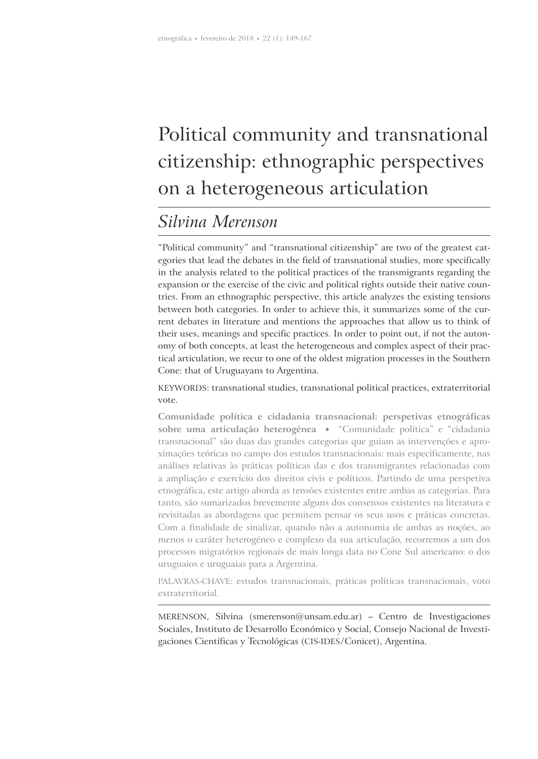# Political community and transnational citizenship: ethnographic perspectives on a heterogeneous articulation

## *Silvina Merenson*

"Political community" and "transnational citizenship" are two of the greatest categories that lead the debates in the field of transnational studies, more specifically in the analysis related to the political practices of the transmigrants regarding the expansion or the exercise of the civic and political rights outside their native countries. From an ethnographic perspective, this article analyzes the existing tensions between both categories. In order to achieve this, it summarizes some of the current debates in literature and mentions the approaches that allow us to think of their uses, meanings and specific practices. In order to point out, if not the autonomy of both concepts, at least the heterogeneous and complex aspect of their practical articulation, we recur to one of the oldest migration processes in the Southern Cone: that of Uruguayans to Argentina.

KEYWORDS: transnational studies, transnational political practices, extraterritorial vote.

**Comunidade política e cidadania transnacional: perspetivas etnográficas sobre uma articulação heterogénea** ◆ "Comunidade política" e "cidadania transnacional" são duas das grandes categorias que guiam as intervenções e aproximações teóricas no campo dos estudos transnacionais: mais especificamente, nas análises relativas às práticas políticas das e dos transmigrantes relacionadas com a ampliação e exercício dos direitos civis e políticos. Partindo de uma perspetiva etnográfica, este artigo aborda as tensões existentes entre ambas as categorias. Para tanto, são sumarizados brevemente alguns dos consensos existentes na literatura e revisitadas as abordagens que permitem pensar os seus usos e práticas concretas. Com a finalidade de sinalizar, quando não a autonomia de ambas as noções, ao menos o caráter heterogéneo e complexo da sua articulação, recorremos a um dos processos migratórios regionais de mais longa data no Cone Sul americano: o dos uruguaios e uruguaias para a Argentina.

PALAVRAS-CHAVE: estudos transnacionais, práticas políticas transnacionais, voto extraterritorial.

MERENSON, Silvina (smerenson@unsam.edu.ar) – Centro de Investigaciones Sociales, Instituto de Desarrollo Económico y Social, Consejo Nacional de Investigaciones Científicas y Tecnológicas (CIS-IDES/Conicet), Argentina.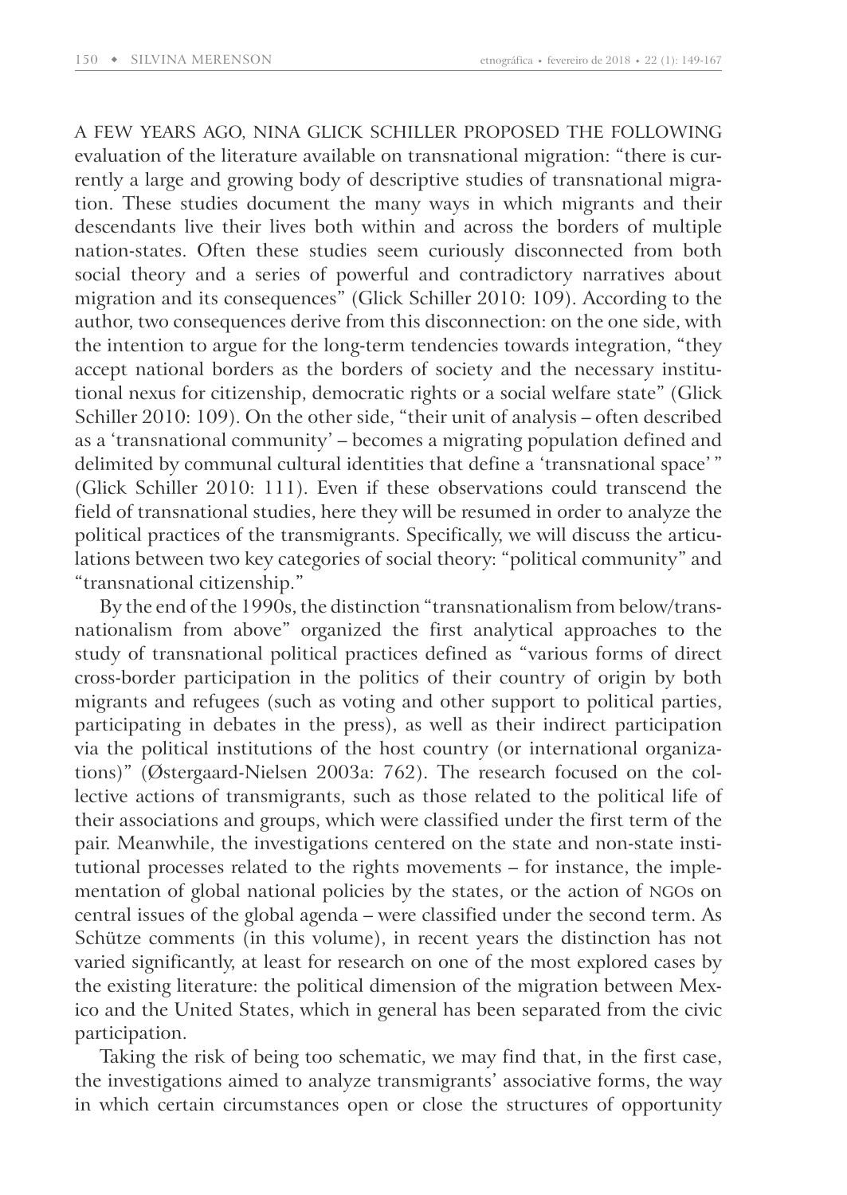A FEW YEARS AGO, NINA GLICK SCHILLER PROPOSED THE FOLLOWING evaluation of the literature available on transnational migration: "there is currently a large and growing body of descriptive studies of transnational migration. These studies document the many ways in which migrants and their descendants live their lives both within and across the borders of multiple nation-states. Often these studies seem curiously disconnected from both social theory and a series of powerful and contradictory narratives about migration and its consequences" (Glick Schiller 2010: 109). According to the author, two consequences derive from this disconnection: on the one side, with the intention to argue for the long-term tendencies towards integration, "they accept national borders as the borders of society and the necessary institutional nexus for citizenship, democratic rights or a social welfare state" (Glick Schiller 2010: 109). On the other side, "their unit of analysis – often described as a 'transnational community' – becomes a migrating population defined and delimited by communal cultural identities that define a 'transnational space' " (Glick Schiller 2010: 111). Even if these observations could transcend the field of transnational studies, here they will be resumed in order to analyze the political practices of the transmigrants. Specifically, we will discuss the articulations between two key categories of social theory: "political community" and "transnational citizenship."

By the end of the 1990s, the distinction "transnationalism from below/transnationalism from above" organized the first analytical approaches to the study of transnational political practices defined as "various forms of direct cross-border participation in the politics of their country of origin by both migrants and refugees (such as voting and other support to political parties, participating in debates in the press), as well as their indirect participation via the political institutions of the host country (or international organizations)" (Østergaard-Nielsen 2003a: 762). The research focused on the collective actions of transmigrants, such as those related to the political life of their associations and groups, which were classified under the first term of the pair. Meanwhile, the investigations centered on the state and non-state institutional processes related to the rights movements – for instance, the implementation of global national policies by the states, or the action of NGOs on central issues of the global agenda – were classified under the second term. As Schütze comments (in this volume), in recent years the distinction has not varied significantly, at least for research on one of the most explored cases by the existing literature: the political dimension of the migration between Mexico and the United States, which in general has been separated from the civic participation.

Taking the risk of being too schematic, we may find that, in the first case, the investigations aimed to analyze transmigrants' associative forms, the way in which certain circumstances open or close the structures of opportunity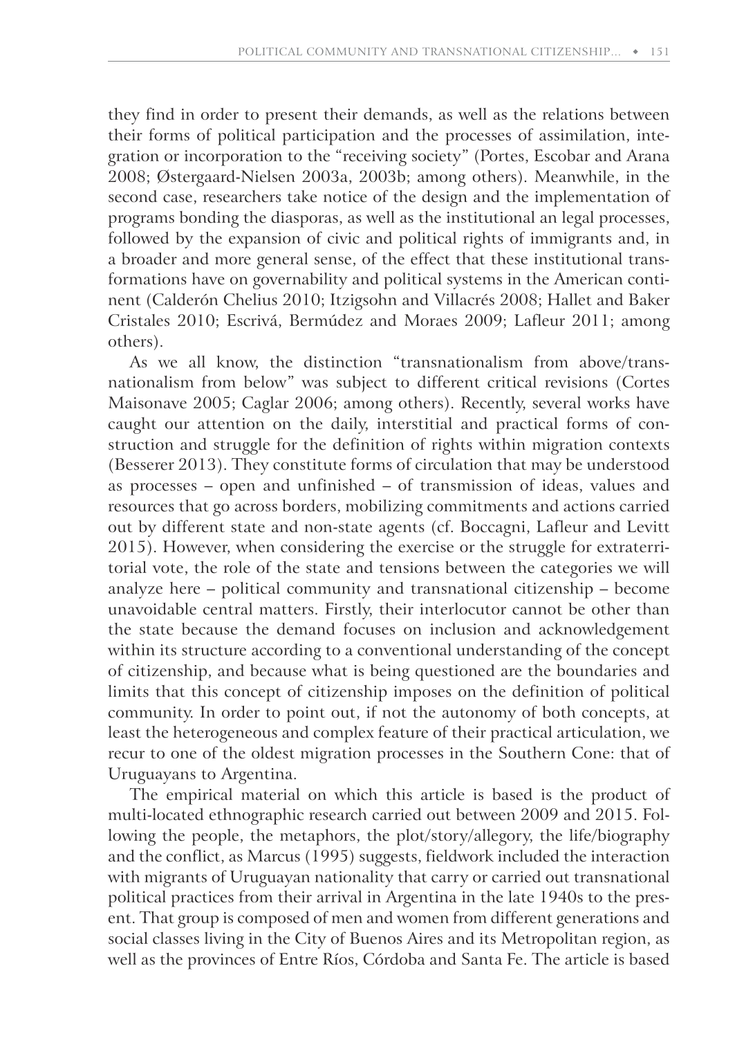they find in order to present their demands, as well as the relations between their forms of political participation and the processes of assimilation, integration or incorporation to the "receiving society" (Portes, Escobar and Arana 2008; Østergaard-Nielsen 2003a, 2003b; among others). Meanwhile, in the second case, researchers take notice of the design and the implementation of programs bonding the diasporas, as well as the institutional an legal processes, followed by the expansion of civic and political rights of immigrants and, in a broader and more general sense, of the effect that these institutional transformations have on governability and political systems in the American continent (Calderón Chelius 2010; Itzigsohn and Villacrés 2008; Hallet and Baker Cristales 2010; Escrivá, Bermúdez and Moraes 2009; Lafleur 2011; among others).

As we all know, the distinction "transnationalism from above/transnationalism from below" was subject to different critical revisions (Cortes Maisonave 2005; Caglar 2006; among others). Recently, several works have caught our attention on the daily, interstitial and practical forms of construction and struggle for the definition of rights within migration contexts (Besserer 2013). They constitute forms of circulation that may be understood as processes – open and unfinished – of transmission of ideas, values and resources that go across borders, mobilizing commitments and actions carried out by different state and non-state agents (cf. Boccagni, Lafleur and Levitt 2015). However, when considering the exercise or the struggle for extraterritorial vote, the role of the state and tensions between the categories we will analyze here – political community and transnational citizenship – become unavoidable central matters. Firstly, their interlocutor cannot be other than the state because the demand focuses on inclusion and acknowledgement within its structure according to a conventional understanding of the concept of citizenship, and because what is being questioned are the boundaries and limits that this concept of citizenship imposes on the definition of political community. In order to point out, if not the autonomy of both concepts, at least the heterogeneous and complex feature of their practical articulation, we recur to one of the oldest migration processes in the Southern Cone: that of Uruguayans to Argentina.

The empirical material on which this article is based is the product of multi-located ethnographic research carried out between 2009 and 2015. Following the people, the metaphors, the plot/story/allegory, the life/biography and the conflict, as Marcus (1995) suggests, fieldwork included the interaction with migrants of Uruguayan nationality that carry or carried out transnational political practices from their arrival in Argentina in the late 1940s to the present. That group is composed of men and women from different generations and social classes living in the City of Buenos Aires and its Metropolitan region, as well as the provinces of Entre Ríos, Córdoba and Santa Fe. The article is based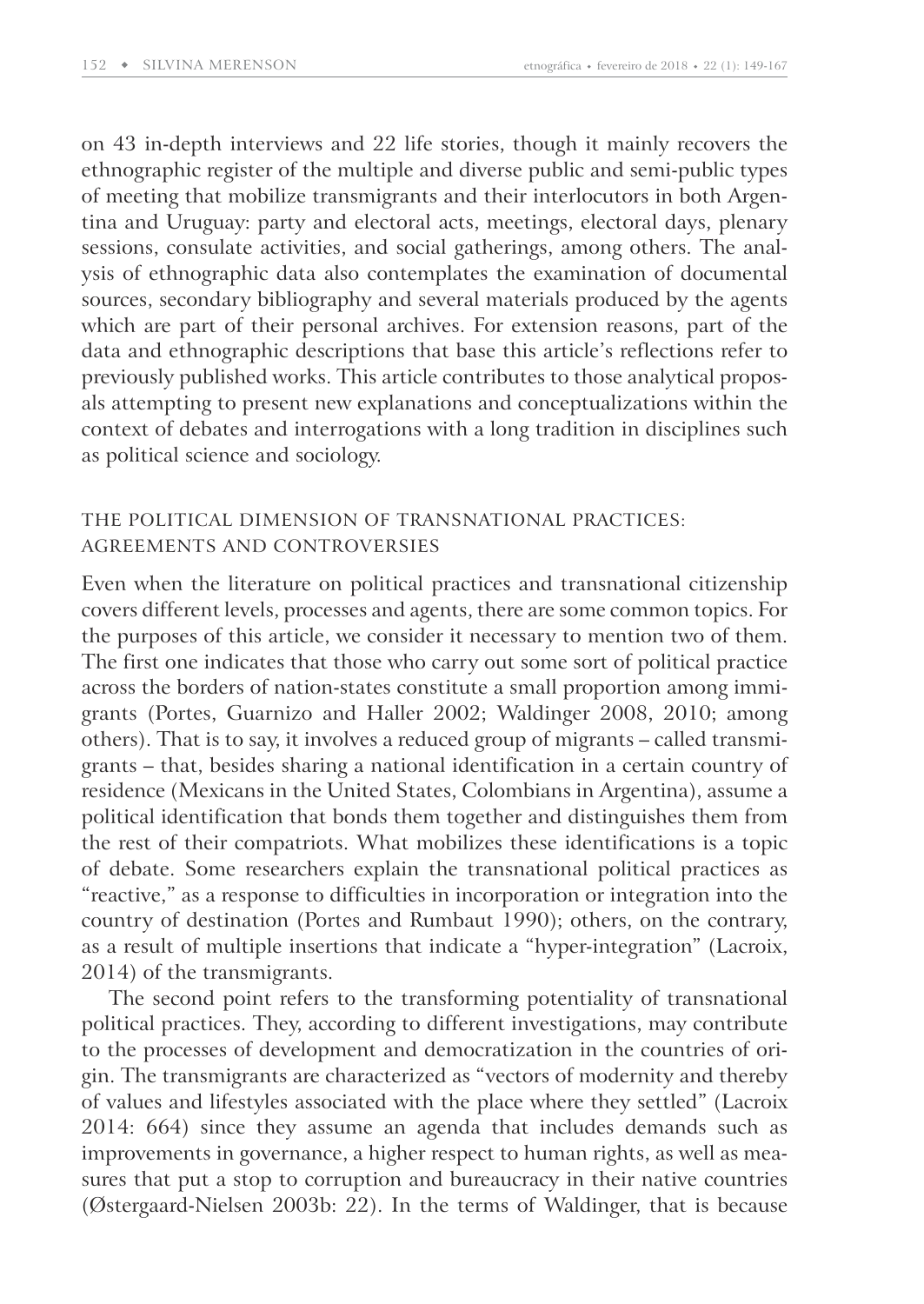on 43 in-depth interviews and 22 life stories, though it mainly recovers the ethnographic register of the multiple and diverse public and semi-public types of meeting that mobilize transmigrants and their interlocutors in both Argentina and Uruguay: party and electoral acts, meetings, electoral days, plenary sessions, consulate activities, and social gatherings, among others. The analysis of ethnographic data also contemplates the examination of documental sources, secondary bibliography and several materials produced by the agents which are part of their personal archives. For extension reasons, part of the data and ethnographic descriptions that base this article's reflections refer to previously published works. This article contributes to those analytical proposals attempting to present new explanations and conceptualizations within the context of debates and interrogations with a long tradition in disciplines such as political science and sociology.

## THE POLITICAL DIMENSION OF TRANSNATIONAL PRACTICES: AGREEMENTS AND CONTROVERSIES

Even when the literature on political practices and transnational citizenship covers different levels, processes and agents, there are some common topics. For the purposes of this article, we consider it necessary to mention two of them. The first one indicates that those who carry out some sort of political practice across the borders of nation-states constitute a small proportion among immigrants (Portes, Guarnizo and Haller 2002; Waldinger 2008, 2010; among others). That is to say, it involves a reduced group of migrants – called transmigrants – that, besides sharing a national identification in a certain country of residence (Mexicans in the United States, Colombians in Argentina), assume a political identification that bonds them together and distinguishes them from the rest of their compatriots. What mobilizes these identifications is a topic of debate. Some researchers explain the transnational political practices as "reactive," as a response to difficulties in incorporation or integration into the country of destination (Portes and Rumbaut 1990); others, on the contrary, as a result of multiple insertions that indicate a "hyper-integration" (Lacroix, 2014) of the transmigrants.

The second point refers to the transforming potentiality of transnational political practices. They, according to different investigations, may contribute to the processes of development and democratization in the countries of origin. The transmigrants are characterized as "vectors of modernity and thereby of values and lifestyles associated with the place where they settled" (Lacroix 2014: 664) since they assume an agenda that includes demands such as improvements in governance, a higher respect to human rights, as well as measures that put a stop to corruption and bureaucracy in their native countries (Østergaard-Nielsen 2003b: 22). In the terms of Waldinger, that is because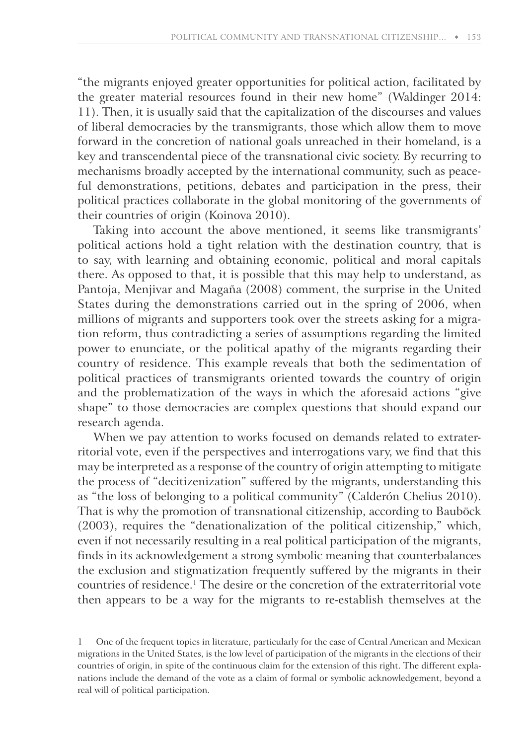"the migrants enjoyed greater opportunities for political action, facilitated by the greater material resources found in their new home" (Waldinger 2014: 11). Then, it is usually said that the capitalization of the discourses and values of liberal democracies by the transmigrants, those which allow them to move forward in the concretion of national goals unreached in their homeland, is a key and transcendental piece of the transnational civic society. By recurring to mechanisms broadly accepted by the international community, such as peaceful demonstrations, petitions, debates and participation in the press, their political practices collaborate in the global monitoring of the governments of their countries of origin (Koinova 2010).

Taking into account the above mentioned, it seems like transmigrants' political actions hold a tight relation with the destination country, that is to say, with learning and obtaining economic, political and moral capitals there. As opposed to that, it is possible that this may help to understand, as Pantoja, Menjivar and Magaña (2008) comment, the surprise in the United States during the demonstrations carried out in the spring of 2006, when millions of migrants and supporters took over the streets asking for a migration reform, thus contradicting a series of assumptions regarding the limited power to enunciate, or the political apathy of the migrants regarding their country of residence. This example reveals that both the sedimentation of political practices of transmigrants oriented towards the country of origin and the problematization of the ways in which the aforesaid actions "give shape" to those democracies are complex questions that should expand our research agenda.

When we pay attention to works focused on demands related to extraterritorial vote, even if the perspectives and interrogations vary, we find that this may be interpreted as a response of the country of origin attempting to mitigate the process of "decitizenization" suffered by the migrants, understanding this as "the loss of belonging to a political community" (Calderón Chelius 2010). That is why the promotion of transnational citizenship, according to Bauböck (2003), requires the "denationalization of the political citizenship," which, even if not necessarily resulting in a real political participation of the migrants, finds in its acknowledgement a strong symbolic meaning that counterbalances the exclusion and stigmatization frequently suffered by the migrants in their countries of residence.[1] The desire or the concretion of the extraterritorial vote then appears to be a way for the migrants to re-establish themselves at the

1 One of the frequent topics in literature, particularly for the case of Central American and Mexican migrations in the United States, is the low level of participation of the migrants in the elections of their countries of origin, in spite of the continuous claim for the extension of this right. The different explanations include the demand of the vote as a claim of formal or symbolic acknowledgement, beyond a real will of political participation.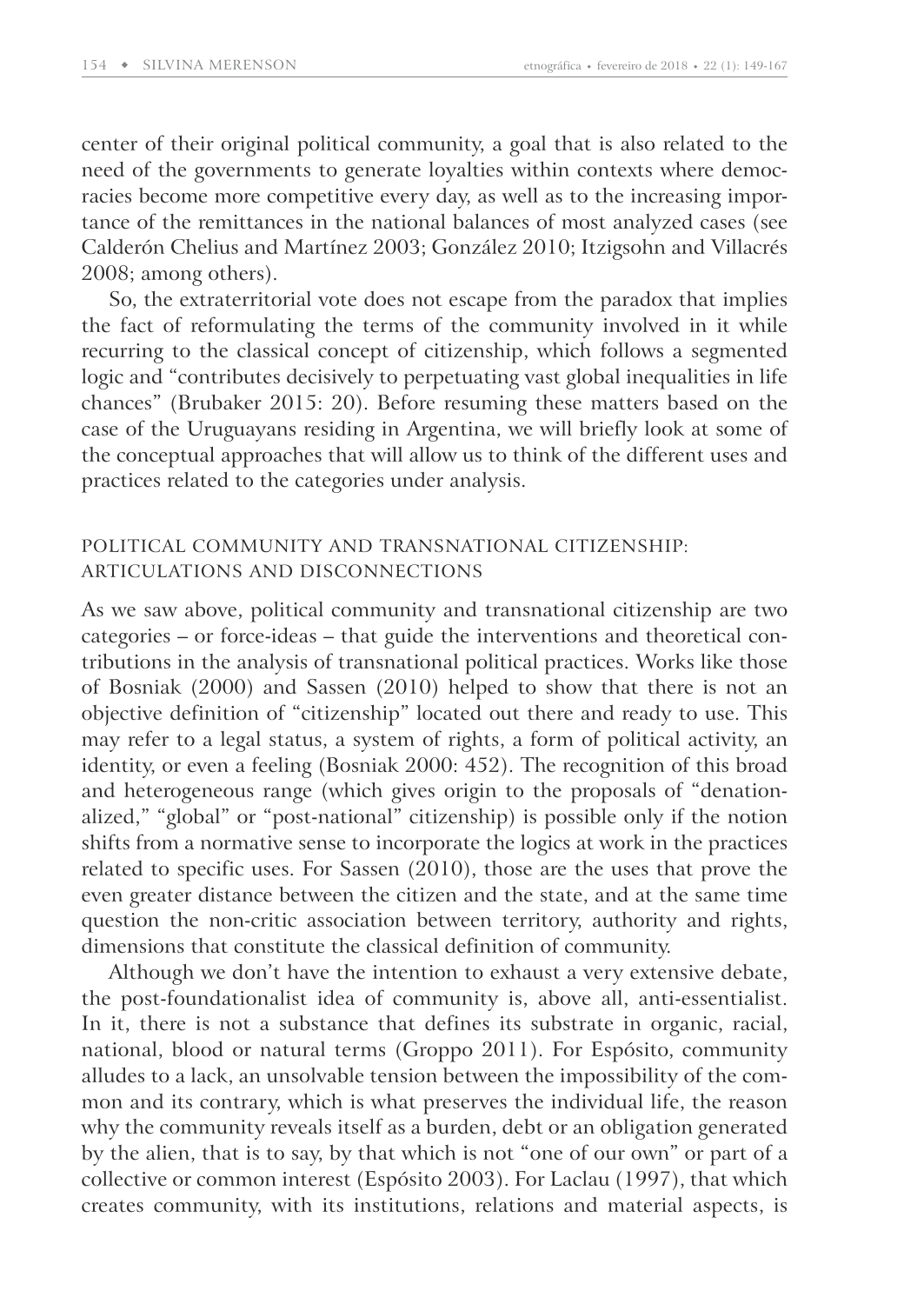center of their original political community, a goal that is also related to the need of the governments to generate loyalties within contexts where democracies become more competitive every day, as well as to the increasing importance of the remittances in the national balances of most analyzed cases (see Calderón Chelius and Martínez 2003; González 2010; Itzigsohn and Villacrés 2008; among others).

So, the extraterritorial vote does not escape from the paradox that implies the fact of reformulating the terms of the community involved in it while recurring to the classical concept of citizenship, which follows a segmented logic and "contributes decisively to perpetuating vast global inequalities in life chances" (Brubaker 2015: 20). Before resuming these matters based on the case of the Uruguayans residing in Argentina, we will briefly look at some of the conceptual approaches that will allow us to think of the different uses and practices related to the categories under analysis.

## POLITICAL COMMUNITY AND TRANSNATIONAL CITIZENSHIP: ARTICULATIONS AND DISCONNECTIONS

As we saw above, political community and transnational citizenship are two categories – or force-ideas – that guide the interventions and theoretical contributions in the analysis of transnational political practices. Works like those of Bosniak (2000) and Sassen (2010) helped to show that there is not an objective definition of "citizenship" located out there and ready to use. This may refer to a legal status, a system of rights, a form of political activity, an identity, or even a feeling (Bosniak 2000: 452). The recognition of this broad and heterogeneous range (which gives origin to the proposals of "denationalized," "global" or "post-national" citizenship) is possible only if the notion shifts from a normative sense to incorporate the logics at work in the practices related to specific uses. For Sassen (2010), those are the uses that prove the even greater distance between the citizen and the state, and at the same time question the non-critic association between territory, authority and rights, dimensions that constitute the classical definition of community.

Although we don't have the intention to exhaust a very extensive debate, the post-foundationalist idea of community is, above all, anti-essentialist. In it, there is not a substance that defines its substrate in organic, racial, national, blood or natural terms (Groppo 2011). For Espósito, community alludes to a lack, an unsolvable tension between the impossibility of the common and its contrary, which is what preserves the individual life, the reason why the community reveals itself as a burden, debt or an obligation generated by the alien, that is to say, by that which is not "one of our own" or part of a collective or common interest (Espósito 2003). For Laclau (1997), that which creates community, with its institutions, relations and material aspects, is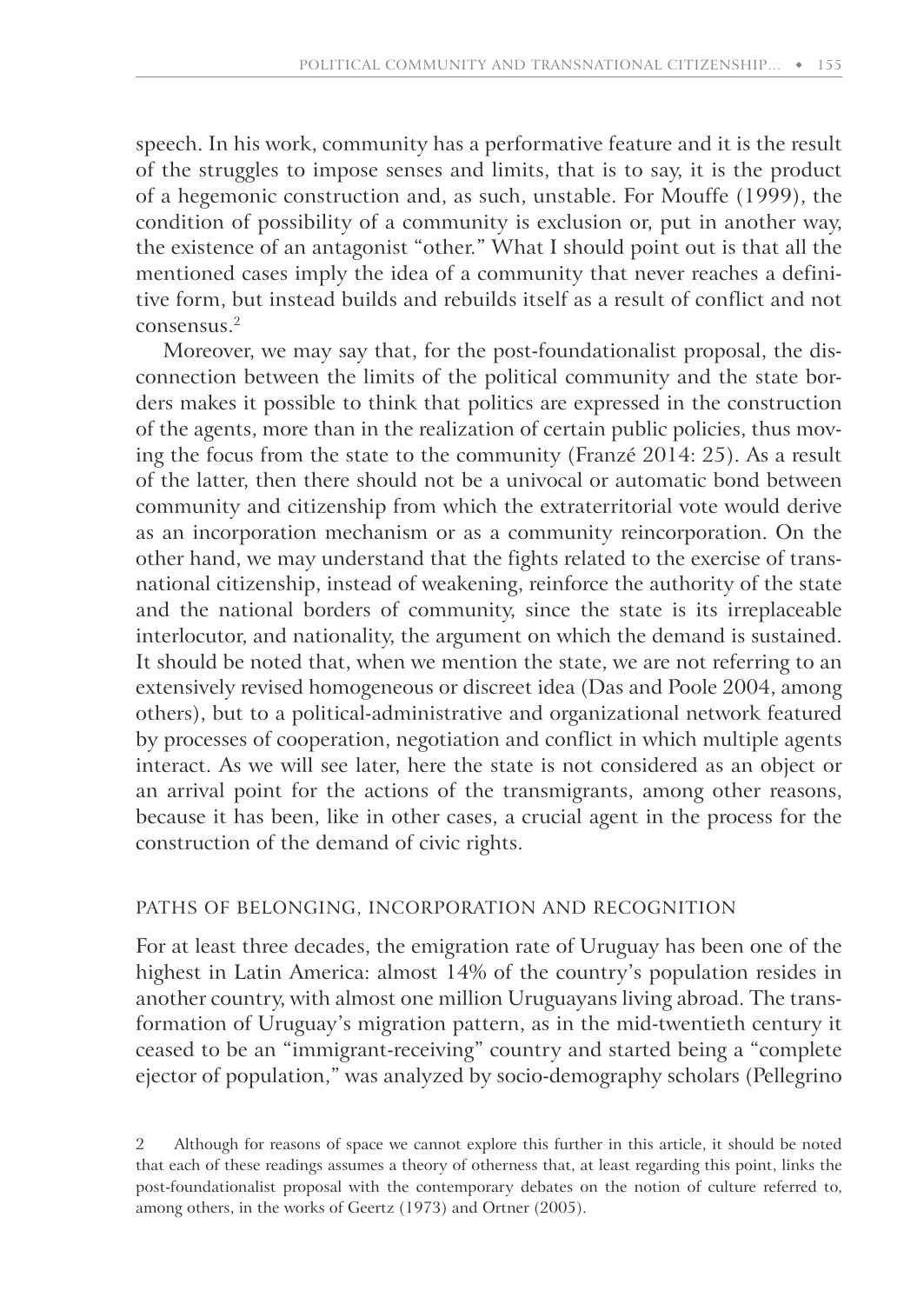speech. In his work, community has a performative feature and it is the result of the struggles to impose senses and limits, that is to say, it is the product of a hegemonic construction and, as such, unstable. For Mouffe (1999), the condition of possibility of a community is exclusion or, put in another way, the existence of an antagonist "other." What I should point out is that all the mentioned cases imply the idea of a community that never reaches a definitive form, but instead builds and rebuilds itself as a result of conflict and not consensus.[2]

Moreover, we may say that, for the post-foundationalist proposal, the disconnection between the limits of the political community and the state borders makes it possible to think that politics are expressed in the construction of the agents, more than in the realization of certain public policies, thus moving the focus from the state to the community (Franzé 2014: 25). As a result of the latter, then there should not be a univocal or automatic bond between community and citizenship from which the extraterritorial vote would derive as an incorporation mechanism or as a community reincorporation. On the other hand, we may understand that the fights related to the exercise of transnational citizenship, instead of weakening, reinforce the authority of the state and the national borders of community, since the state is its irreplaceable interlocutor, and nationality, the argument on which the demand is sustained. It should be noted that, when we mention the state, we are not referring to an extensively revised homogeneous or discreet idea (Das and Poole 2004, among others), but to a political-administrative and organizational network featured by processes of cooperation, negotiation and conflict in which multiple agents interact. As we will see later, here the state is not considered as an object or an arrival point for the actions of the transmigrants, among other reasons, because it has been, like in other cases, a crucial agent in the process for the construction of the demand of civic rights.

## PATHS OF BELONGING, INCORPORATION AND RECOGNITION

For at least three decades, the emigration rate of Uruguay has been one of the highest in Latin America: almost 14% of the country's population resides in another country, with almost one million Uruguayans living abroad. The transformation of Uruguay's migration pattern, as in the mid-twentieth century it ceased to be an "immigrant-receiving" country and started being a "complete ejector of population," was analyzed by socio-demography scholars (Pellegrino

---

2 Although for reasons of space we cannot explore this further in this article, it should be noted that each of these readings assumes a theory of otherness that, at least regarding this point, links the post-foundationalist proposal with the contemporary debates on the notion of culture referred to, among others, in the works of Geertz (1973) and Ortner (2005).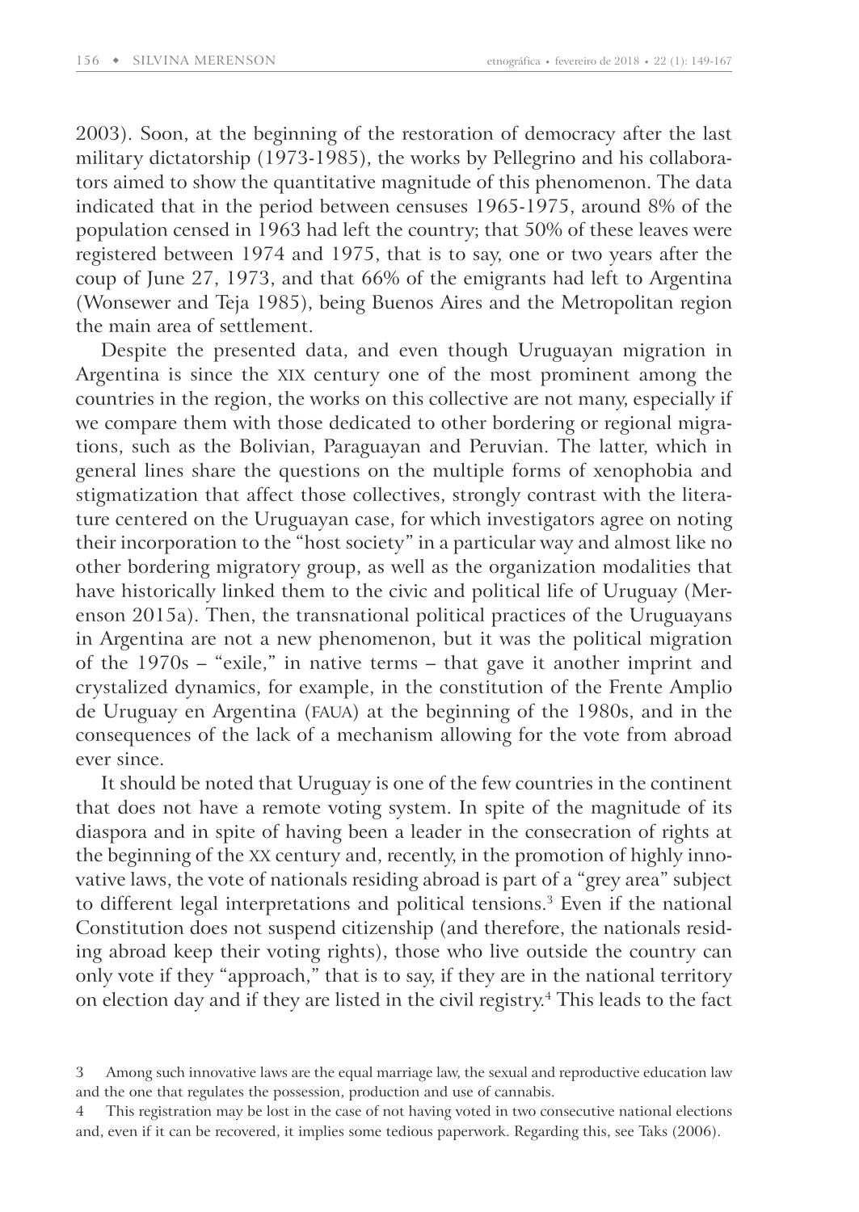2003). Soon, at the beginning of the restoration of democracy after the last military dictatorship (1973-1985), the works by Pellegrino and his collaborators aimed to show the quantitative magnitude of this phenomenon. The data indicated that in the period between censuses 1965-1975, around 8% of the population censed in 1963 had left the country; that 50% of these leaves were registered between 1974 and 1975, that is to say, one or two years after the coup of June 27, 1973, and that 66% of the emigrants had left to Argentina (Wonsewer and Teja 1985), being Buenos Aires and the Metropolitan region the main area of settlement.

Despite the presented data, and even though Uruguayan migration in Argentina is since the XIX century one of the most prominent among the countries in the region, the works on this collective are not many, especially if we compare them with those dedicated to other bordering or regional migrations, such as the Bolivian, Paraguayan and Peruvian. The latter, which in general lines share the questions on the multiple forms of xenophobia and stigmatization that affect those collectives, strongly contrast with the literature centered on the Uruguayan case, for which investigators agree on noting their incorporation to the "host society" in a particular way and almost like no other bordering migratory group, as well as the organization modalities that have historically linked them to the civic and political life of Uruguay (Merenson 2015a). Then, the transnational political practices of the Uruguayans in Argentina are not a new phenomenon, but it was the political migration of the 1970s – "exile," in native terms – that gave it another imprint and crystalized dynamics, for example, in the constitution of the Frente Amplio de Uruguay en Argentina (FAUA) at the beginning of the 1980s, and in the consequences of the lack of a mechanism allowing for the vote from abroad ever since.

It should be noted that Uruguay is one of the few countries in the continent that does not have a remote voting system. In spite of the magnitude of its diaspora and in spite of having been a leader in the consecration of rights at the beginning of the XX century and, recently, in the promotion of highly innovative laws, the vote of nationals residing abroad is part of a "grey area" subject to different legal interpretations and political tensions.[3] Even if the national Constitution does not suspend citizenship (and therefore, the nationals residing abroad keep their voting rights), those who live outside the country can only vote if they "approach," that is to say, if they are in the national territory on election day and if they are listed in the civil registry.[4] This leads to the fact

3 Among such innovative laws are the equal marriage law, the sexual and reproductive education law and the one that regulates the possession, production and use of cannabis.

4 This registration may be lost in the case of not having voted in two consecutive national elections and, even if it can be recovered, it implies some tedious paperwork. Regarding this, see Taks (2006).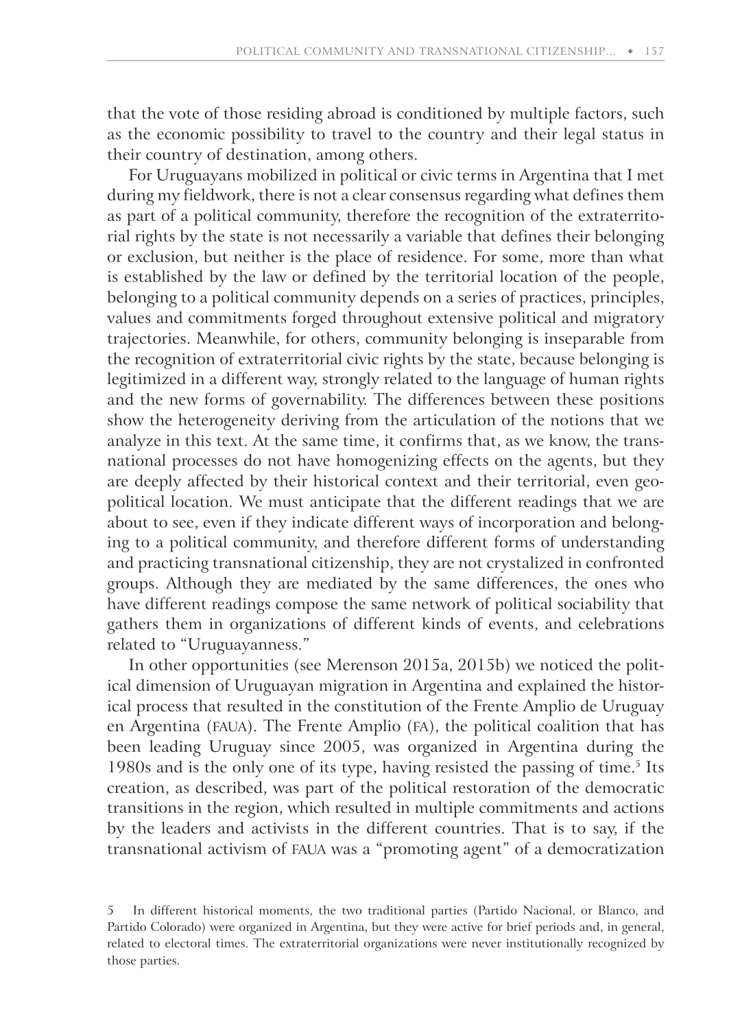that the vote of those residing abroad is conditioned by multiple factors, such as the economic possibility to travel to the country and their legal status in their country of destination, among others.

For Uruguayans mobilized in political or civic terms in Argentina that I met during my fieldwork, there is not a clear consensus regarding what defines them as part of a political community, therefore the recognition of the extraterritorial rights by the state is not necessarily a variable that defines their belonging or exclusion, but neither is the place of residence. For some, more than what is established by the law or defined by the territorial location of the people, belonging to a political community depends on a series of practices, principles, values and commitments forged throughout extensive political and migratory trajectories. Meanwhile, for others, community belonging is inseparable from the recognition of extraterritorial civic rights by the state, because belonging is legitimized in a different way, strongly related to the language of human rights and the new forms of governability. The differences between these positions show the heterogeneity deriving from the articulation of the notions that we analyze in this text. At the same time, it confirms that, as we know, the transnational processes do not have homogenizing effects on the agents, but they are deeply affected by their historical context and their territorial, even geopolitical location. We must anticipate that the different readings that we are about to see, even if they indicate different ways of incorporation and belonging to a political community, and therefore different forms of understanding and practicing transnational citizenship, they are not crystalized in confronted groups. Although they are mediated by the same differences, the ones who have different readings compose the same network of political sociability that gathers them in organizations of different kinds of events, and celebrations related to "Uruguayanness."

In other opportunities (see Merenson 2015a, 2015b) we noticed the political dimension of Uruguayan migration in Argentina and explained the historical process that resulted in the constitution of the Frente Amplio de Uruguay en Argentina (FAUA). The Frente Amplio (FA), the political coalition that has been leading Uruguay since 2005, was organized in Argentina during the 1980s and is the only one of its type, having resisted the passing of time.[5] Its creation, as described, was part of the political restoration of the democratic transitions in the region, which resulted in multiple commitments and actions by the leaders and activists in the different countries. That is to say, if the transnational activism of FAUA was a "promoting agent" of a democratization

5 In different historical moments, the two traditional parties (Partido Nacional, or Blanco, and Partido Colorado) were organized in Argentina, but they were active for brief periods and, in general, related to electoral times. The extraterritorial organizations were never institutionally recognized by those parties.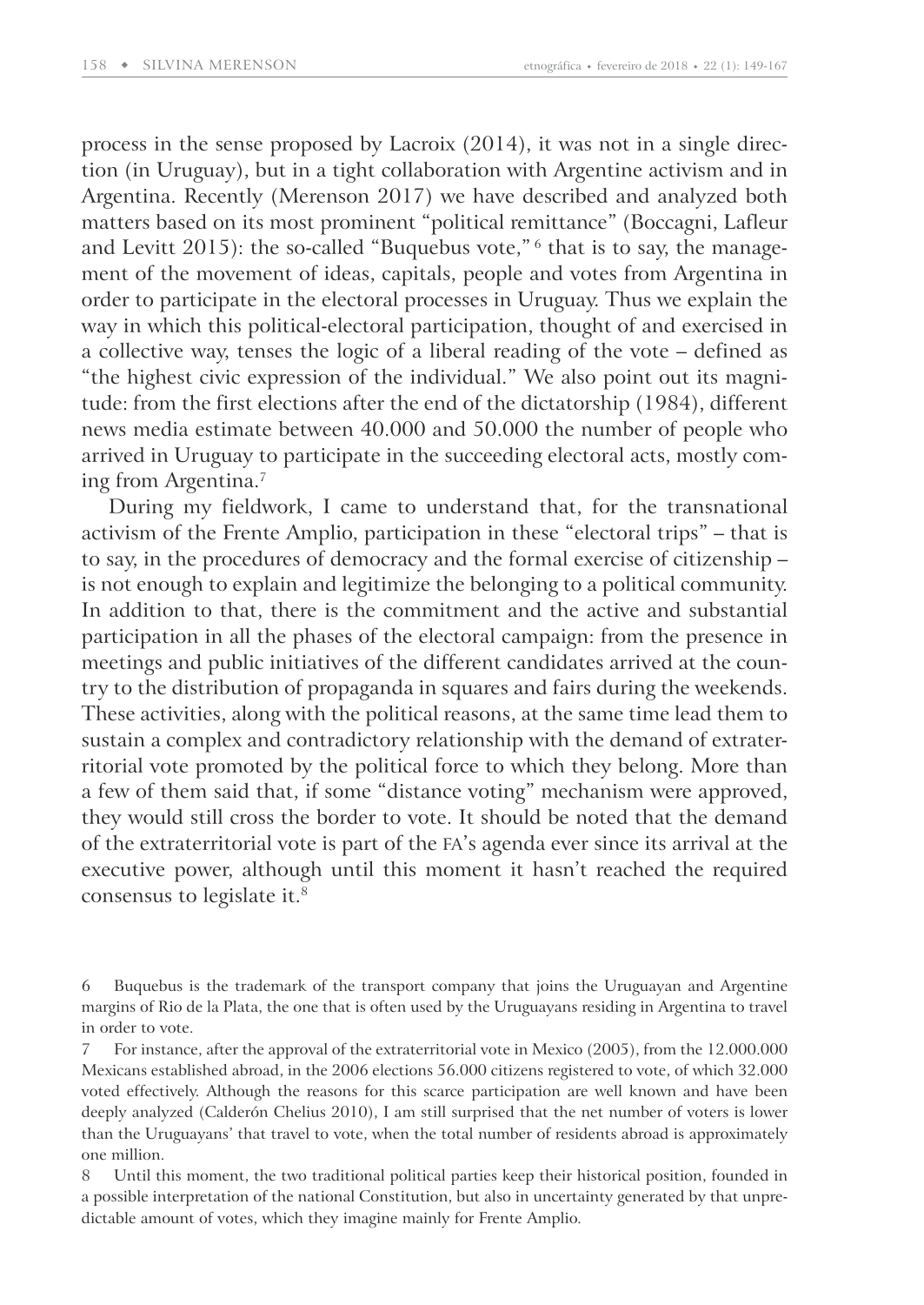process in the sense proposed by Lacroix (2014), it was not in a single direction (in Uruguay), but in a tight collaboration with Argentine activism and in Argentina. Recently (Merenson 2017) we have described and analyzed both matters based on its most prominent "political remittance" (Boccagni, Lafleur and Levitt 2015): the so-called "Buquebus vote,"[6] that is to say, the management of the movement of ideas, capitals, people and votes from Argentina in order to participate in the electoral processes in Uruguay. Thus we explain the way in which this political-electoral participation, thought of and exercised in a collective way, tenses the logic of a liberal reading of the vote – defined as "the highest civic expression of the individual." We also point out its magnitude: from the first elections after the end of the dictatorship (1984), different news media estimate between 40.000 and 50.000 the number of people who arrived in Uruguay to participate in the succeeding electoral acts, mostly coming from Argentina.[7]

During my fieldwork, I came to understand that, for the transnational activism of the Frente Amplio, participation in these "electoral trips" – that is to say, in the procedures of democracy and the formal exercise of citizenship – is not enough to explain and legitimize the belonging to a political community. In addition to that, there is the commitment and the active and substantial participation in all the phases of the electoral campaign: from the presence in meetings and public initiatives of the different candidates arrived at the country to the distribution of propaganda in squares and fairs during the weekends. These activities, along with the political reasons, at the same time lead them to sustain a complex and contradictory relationship with the demand of extraterritorial vote promoted by the political force to which they belong. More than a few of them said that, if some "distance voting" mechanism were approved, they would still cross the border to vote. It should be noted that the demand of the extraterritorial vote is part of the FA's agenda ever since its arrival at the executive power, although until this moment it hasn't reached the required consensus to legislate it.[8]

6 Buquebus is the trademark of the transport company that joins the Uruguayan and Argentine margins of Rio de la Plata, the one that is often used by the Uruguayans residing in Argentina to travel in order to vote.

7 For instance, after the approval of the extraterritorial vote in Mexico (2005), from the 12.000.000 Mexicans established abroad, in the 2006 elections 56.000 citizens registered to vote, of which 32.000 voted effectively. Although the reasons for this scarce participation are well known and have been deeply analyzed (Calderón Chelius 2010), I am still surprised that the net number of voters is lower than the Uruguayans' that travel to vote, when the total number of residents abroad is approximately one million.

8 Until this moment, the two traditional political parties keep their historical position, founded in a possible interpretation of the national Constitution, but also in uncertainty generated by that unpredictable amount of votes, which they imagine mainly for Frente Amplio.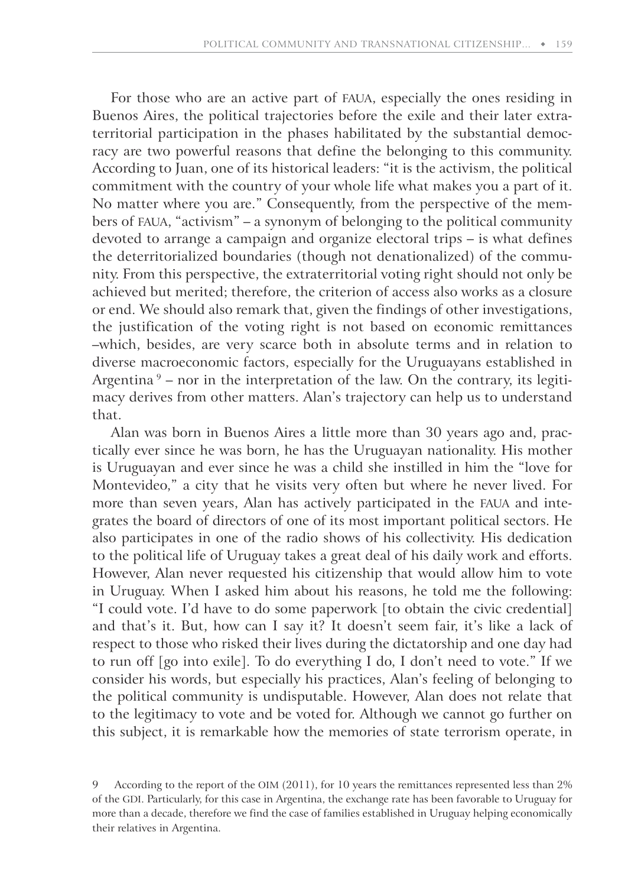For those who are an active part of FAUA, especially the ones residing in Buenos Aires, the political trajectories before the exile and their later extraterritorial participation in the phases habilitated by the substantial democracy are two powerful reasons that define the belonging to this community. According to Juan, one of its historical leaders: "it is the activism, the political commitment with the country of your whole life what makes you a part of it. No matter where you are." Consequently, from the perspective of the members of FAUA, "activism" – a synonym of belonging to the political community devoted to arrange a campaign and organize electoral trips – is what defines the deterritorialized boundaries (though not denationalized) of the community. From this perspective, the extraterritorial voting right should not only be achieved but merited; therefore, the criterion of access also works as a closure or end. We should also remark that, given the findings of other investigations, the justification of the voting right is not based on economic remittances –which, besides, are very scarce both in absolute terms and in relation to diverse macroeconomic factors, especially for the Uruguayans established in Argentina [9] – nor in the interpretation of the law. On the contrary, its legitimacy derives from other matters. Alan's trajectory can help us to understand that.

Alan was born in Buenos Aires a little more than 30 years ago and, practically ever since he was born, he has the Uruguayan nationality. His mother is Uruguayan and ever since he was a child she instilled in him the "love for Montevideo," a city that he visits very often but where he never lived. For more than seven years, Alan has actively participated in the FAUA and integrates the board of directors of one of its most important political sectors. He also participates in one of the radio shows of his collectivity. His dedication to the political life of Uruguay takes a great deal of his daily work and efforts. However, Alan never requested his citizenship that would allow him to vote in Uruguay. When I asked him about his reasons, he told me the following: "I could vote. I'd have to do some paperwork [to obtain the civic credential] and that's it. But, how can I say it? It doesn't seem fair, it's like a lack of respect to those who risked their lives during the dictatorship and one day had to run off [go into exile]. To do everything I do, I don't need to vote." If we consider his words, but especially his practices, Alan's feeling of belonging to the political community is undisputable. However, Alan does not relate that to the legitimacy to vote and be voted for. Although we cannot go further on this subject, it is remarkable how the memories of state terrorism operate, in

9 According to the report of the OIM (2011), for 10 years the remittances represented less than 2% of the GDI. Particularly, for this case in Argentina, the exchange rate has been favorable to Uruguay for more than a decade, therefore we find the case of families established in Uruguay helping economically their relatives in Argentina.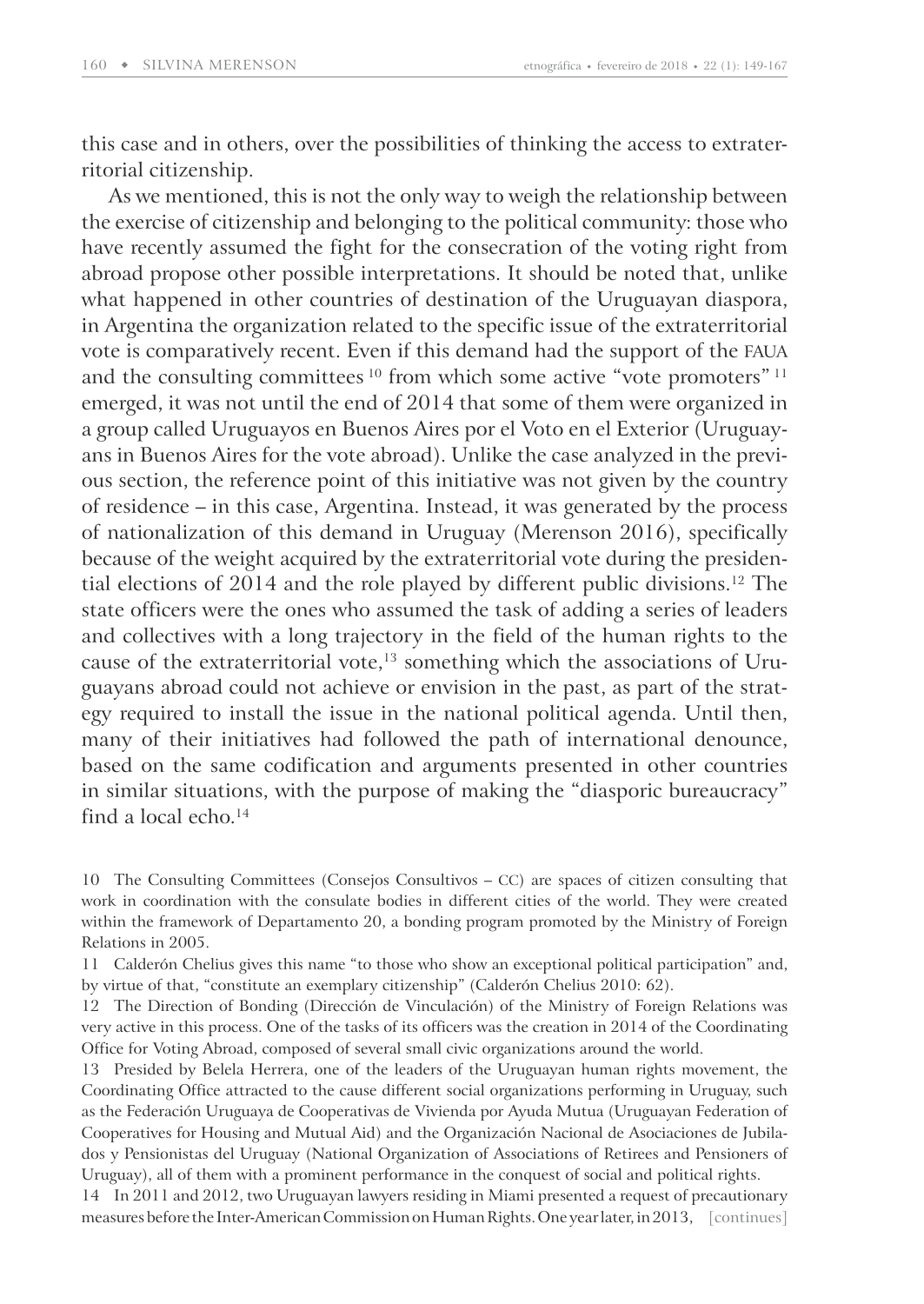this case and in others, over the possibilities of thinking the access to extraterritorial citizenship.

As we mentioned, this is not the only way to weigh the relationship between the exercise of citizenship and belonging to the political community: those who have recently assumed the fight for the consecration of the voting right from abroad propose other possible interpretations. It should be noted that, unlike what happened in other countries of destination of the Uruguayan diaspora, in Argentina the organization related to the specific issue of the extraterritorial vote is comparatively recent. Even if this demand had the support of the FAUA and the consulting committees [10] from which some active "vote promoters" [11] emerged, it was not until the end of 2014 that some of them were organized in a group called Uruguayos en Buenos Aires por el Voto en el Exterior (Uruguayans in Buenos Aires for the vote abroad). Unlike the case analyzed in the previous section, the reference point of this initiative was not given by the country of residence – in this case, Argentina. Instead, it was generated by the process of nationalization of this demand in Uruguay (Merenson 2016), specifically because of the weight acquired by the extraterritorial vote during the presidential elections of 2014 and the role played by different public divisions.[12] The state officers were the ones who assumed the task of adding a series of leaders and collectives with a long trajectory in the field of the human rights to the cause of the extraterritorial vote,[13] something which the associations of Uruguayans abroad could not achieve or envision in the past, as part of the strategy required to install the issue in the national political agenda. Until then, many of their initiatives had followed the path of international denounce, based on the same codification and arguments presented in other countries in similar situations, with the purpose of making the "diasporic bureaucracy" find a local echo.[14]

10 The Consulting Committees (Consejos Consultivos – CC) are spaces of citizen consulting that work in coordination with the consulate bodies in different cities of the world. They were created within the framework of Departamento 20, a bonding program promoted by the Ministry of Foreign Relations in 2005.

11 Calderón Chelius gives this name "to those who show an exceptional political participation" and, by virtue of that, "constitute an exemplary citizenship" (Calderón Chelius 2010: 62).

12 The Direction of Bonding (Dirección de Vinculación) of the Ministry of Foreign Relations was very active in this process. One of the tasks of its officers was the creation in 2014 of the Coordinating Office for Voting Abroad, composed of several small civic organizations around the world.

13 Presided by Belela Herrera, one of the leaders of the Uruguayan human rights movement, the Coordinating Office attracted to the cause different social organizations performing in Uruguay, such as the Federación Uruguaya de Cooperativas de Vivienda por Ayuda Mutua (Uruguayan Federation of Cooperatives for Housing and Mutual Aid) and the Organización Nacional de Asociaciones de Jubilados y Pensionistas del Uruguay (National Organization of Associations of Retirees and Pensioners of Uruguay), all of them with a prominent performance in the conquest of social and political rights.

14 In 2011 and 2012, two Uruguayan lawyers residing in Miami presented a request of precautionary measures before the Inter-American Commission on Human Rights. One year later, in 2013, [continues]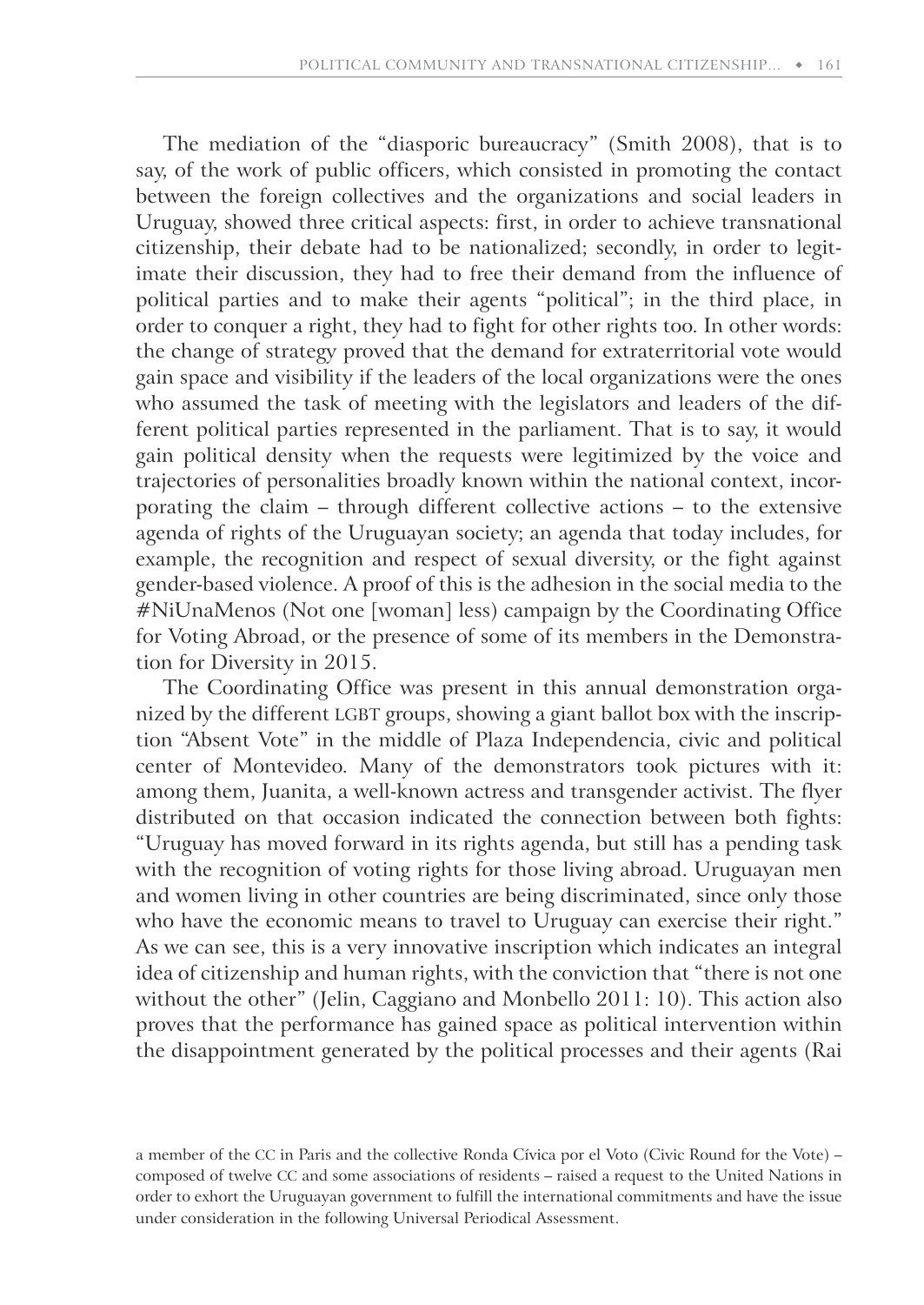The mediation of the "diasporic bureaucracy" (Smith 2008), that is to say, of the work of public officers, which consisted in promoting the contact between the foreign collectives and the organizations and social leaders in Uruguay, showed three critical aspects: first, in order to achieve transnational citizenship, their debate had to be nationalized; secondly, in order to legitimate their discussion, they had to free their demand from the influence of political parties and to make their agents "political"; in the third place, in order to conquer a right, they had to fight for other rights too. In other words: the change of strategy proved that the demand for extraterritorial vote would gain space and visibility if the leaders of the local organizations were the ones who assumed the task of meeting with the legislators and leaders of the different political parties represented in the parliament. That is to say, it would gain political density when the requests were legitimized by the voice and trajectories of personalities broadly known within the national context, incorporating the claim – through different collective actions – to the extensive agenda of rights of the Uruguayan society; an agenda that today includes, for example, the recognition and respect of sexual diversity, or the fight against gender-based violence. A proof of this is the adhesion in the social media to the #NiUnaMenos (Not one [woman] less) campaign by the Coordinating Office for Voting Abroad, or the presence of some of its members in the Demonstration for Diversity in 2015.

The Coordinating Office was present in this annual demonstration organized by the different LGBT groups, showing a giant ballot box with the inscription "Absent Vote" in the middle of Plaza Independencia, civic and political center of Montevideo. Many of the demonstrators took pictures with it: among them, Juanita, a well-known actress and transgender activist. The flyer distributed on that occasion indicated the connection between both fights: "Uruguay has moved forward in its rights agenda, but still has a pending task with the recognition of voting rights for those living abroad. Uruguayan men and women living in other countries are being discriminated, since only those who have the economic means to travel to Uruguay can exercise their right." As we can see, this is a very innovative inscription which indicates an integral idea of citizenship and human rights, with the conviction that "there is not one without the other" (Jelin, Caggiano and Monbello 2011: 10). This action also proves that the performance has gained space as political intervention within the disappointment generated by the political processes and their agents (Rai

a member of the CC in Paris and the collective Ronda Cívica por el Voto (Civic Round for the Vote) – composed of twelve CC and some associations of residents – raised a request to the United Nations in order to exhort the Uruguayan government to fulfill the international commitments and have the issue under consideration in the following Universal Periodical Assessment.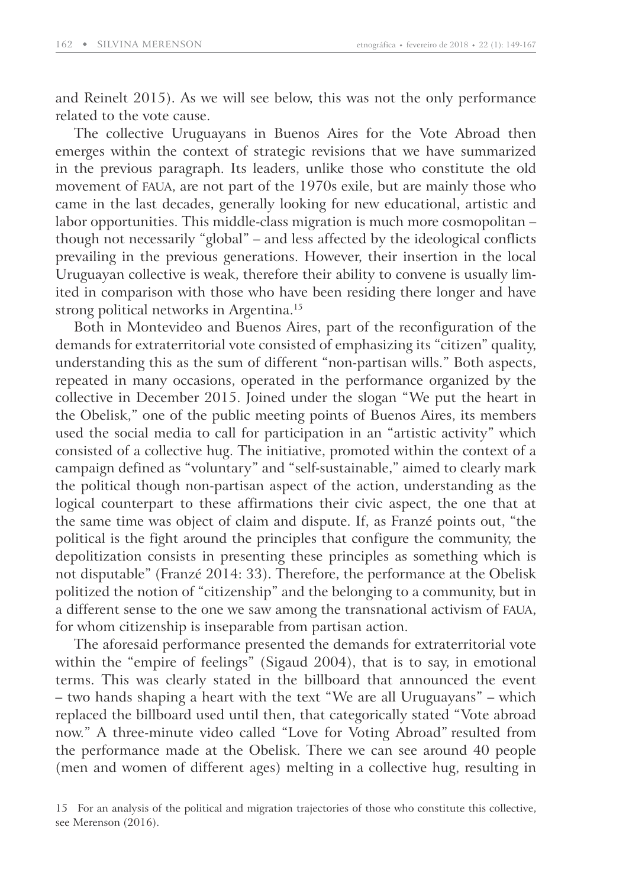and Reinelt 2015). As we will see below, this was not the only performance related to the vote cause.

The collective Uruguayans in Buenos Aires for the Vote Abroad then emerges within the context of strategic revisions that we have summarized in the previous paragraph. Its leaders, unlike those who constitute the old movement of FAUA, are not part of the 1970s exile, but are mainly those who came in the last decades, generally looking for new educational, artistic and labor opportunities. This middle-class migration is much more cosmopolitan – though not necessarily "global" – and less affected by the ideological conflicts prevailing in the previous generations. However, their insertion in the local Uruguayan collective is weak, therefore their ability to convene is usually limited in comparison with those who have been residing there longer and have strong political networks in Argentina.[15]

Both in Montevideo and Buenos Aires, part of the reconfiguration of the demands for extraterritorial vote consisted of emphasizing its "citizen" quality, understanding this as the sum of different "non-partisan wills." Both aspects, repeated in many occasions, operated in the performance organized by the collective in December 2015. Joined under the slogan "We put the heart in the Obelisk," one of the public meeting points of Buenos Aires, its members used the social media to call for participation in an "artistic activity" which consisted of a collective hug. The initiative, promoted within the context of a campaign defined as "voluntary" and "self-sustainable," aimed to clearly mark the political though non-partisan aspect of the action, understanding as the logical counterpart to these affirmations their civic aspect, the one that at the same time was object of claim and dispute. If, as Franzé points out, "the political is the fight around the principles that configure the community, the depolitization consists in presenting these principles as something which is not disputable" (Franzé 2014: 33). Therefore, the performance at the Obelisk politized the notion of "citizenship" and the belonging to a community, but in a different sense to the one we saw among the transnational activism of FAUA, for whom citizenship is inseparable from partisan action.

The aforesaid performance presented the demands for extraterritorial vote within the "empire of feelings" (Sigaud 2004), that is to say, in emotional terms. This was clearly stated in the billboard that announced the event – two hands shaping a heart with the text "We are all Uruguayans" – which replaced the billboard used until then, that categorically stated "Vote abroad now." A three-minute video called "Love for Voting Abroad" resulted from the performance made at the Obelisk. There we can see around 40 people (men and women of different ages) melting in a collective hug, resulting in

15 For an analysis of the political and migration trajectories of those who constitute this collective, see Merenson (2016).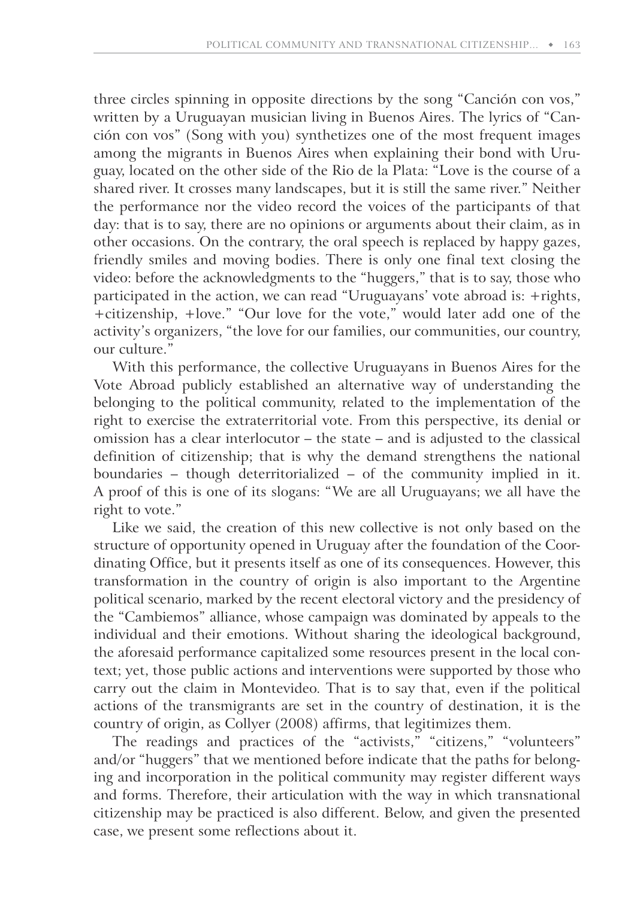three circles spinning in opposite directions by the song "Canción con vos," written by a Uruguayan musician living in Buenos Aires. The lyrics of "Canción con vos" (Song with you) synthetizes one of the most frequent images among the migrants in Buenos Aires when explaining their bond with Uruguay, located on the other side of the Rio de la Plata: "Love is the course of a shared river. It crosses many landscapes, but it is still the same river." Neither the performance nor the video record the voices of the participants of that day: that is to say, there are no opinions or arguments about their claim, as in other occasions. On the contrary, the oral speech is replaced by happy gazes, friendly smiles and moving bodies. There is only one final text closing the video: before the acknowledgments to the "huggers," that is to say, those who participated in the action, we can read "Uruguayans' vote abroad is: +rights, +citizenship, +love." "Our love for the vote," would later add one of the activity's organizers, "the love for our families, our communities, our country, our culture."

With this performance, the collective Uruguayans in Buenos Aires for the Vote Abroad publicly established an alternative way of understanding the belonging to the political community, related to the implementation of the right to exercise the extraterritorial vote. From this perspective, its denial or omission has a clear interlocutor – the state – and is adjusted to the classical definition of citizenship; that is why the demand strengthens the national boundaries – though deterritorialized – of the community implied in it. A proof of this is one of its slogans: "We are all Uruguayans; we all have the right to vote."

Like we said, the creation of this new collective is not only based on the structure of opportunity opened in Uruguay after the foundation of the Coordinating Office, but it presents itself as one of its consequences. However, this transformation in the country of origin is also important to the Argentine political scenario, marked by the recent electoral victory and the presidency of the "Cambiemos" alliance, whose campaign was dominated by appeals to the individual and their emotions. Without sharing the ideological background, the aforesaid performance capitalized some resources present in the local context; yet, those public actions and interventions were supported by those who carry out the claim in Montevideo. That is to say that, even if the political actions of the transmigrants are set in the country of destination, it is the country of origin, as Collyer (2008) affirms, that legitimizes them.

The readings and practices of the "activists," "citizens," "volunteers" and/or "huggers" that we mentioned before indicate that the paths for belonging and incorporation in the political community may register different ways and forms. Therefore, their articulation with the way in which transnational citizenship may be practiced is also different. Below, and given the presented case, we present some reflections about it.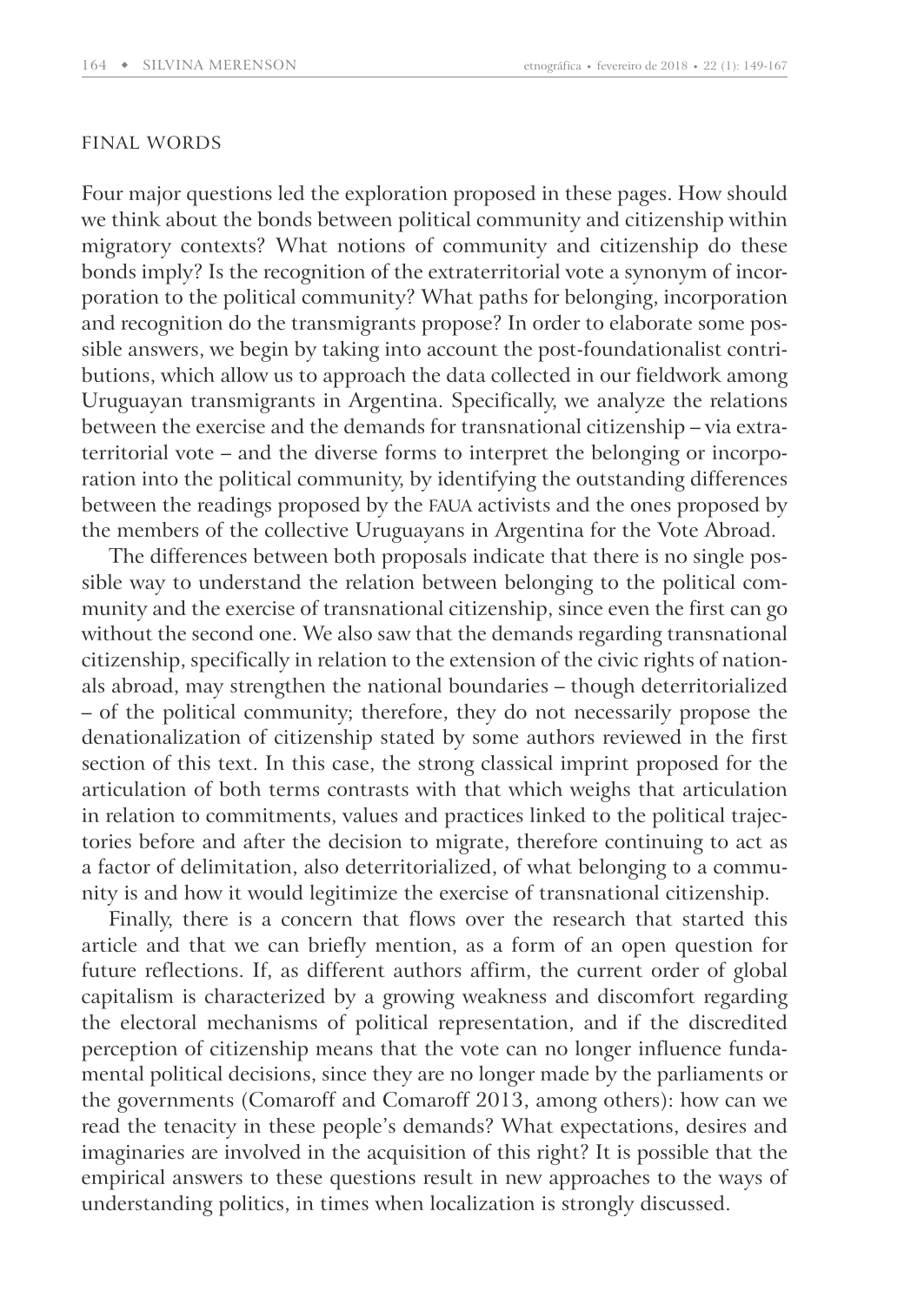## FINAL WORDS

Four major questions led the exploration proposed in these pages. How should we think about the bonds between political community and citizenship within migratory contexts? What notions of community and citizenship do these bonds imply? Is the recognition of the extraterritorial vote a synonym of incorporation to the political community? What paths for belonging, incorporation and recognition do the transmigrants propose? In order to elaborate some possible answers, we begin by taking into account the post-foundationalist contributions, which allow us to approach the data collected in our fieldwork among Uruguayan transmigrants in Argentina. Specifically, we analyze the relations between the exercise and the demands for transnational citizenship – via extraterritorial vote – and the diverse forms to interpret the belonging or incorporation into the political community, by identifying the outstanding differences between the readings proposed by the FAUA activists and the ones proposed by the members of the collective Uruguayans in Argentina for the Vote Abroad.

The differences between both proposals indicate that there is no single possible way to understand the relation between belonging to the political community and the exercise of transnational citizenship, since even the first can go without the second one. We also saw that the demands regarding transnational citizenship, specifically in relation to the extension of the civic rights of nationals abroad, may strengthen the national boundaries – though deterritorialized – of the political community; therefore, they do not necessarily propose the denationalization of citizenship stated by some authors reviewed in the first section of this text. In this case, the strong classical imprint proposed for the articulation of both terms contrasts with that which weighs that articulation in relation to commitments, values and practices linked to the political trajectories before and after the decision to migrate, therefore continuing to act as a factor of delimitation, also deterritorialized, of what belonging to a community is and how it would legitimize the exercise of transnational citizenship.

Finally, there is a concern that flows over the research that started this article and that we can briefly mention, as a form of an open question for future reflections. If, as different authors affirm, the current order of global capitalism is characterized by a growing weakness and discomfort regarding the electoral mechanisms of political representation, and if the discredited perception of citizenship means that the vote can no longer influence fundamental political decisions, since they are no longer made by the parliaments or the governments (Comaroff and Comaroff 2013, among others): how can we read the tenacity in these people's demands? What expectations, desires and imaginaries are involved in the acquisition of this right? It is possible that the empirical answers to these questions result in new approaches to the ways of understanding politics, in times when localization is strongly discussed.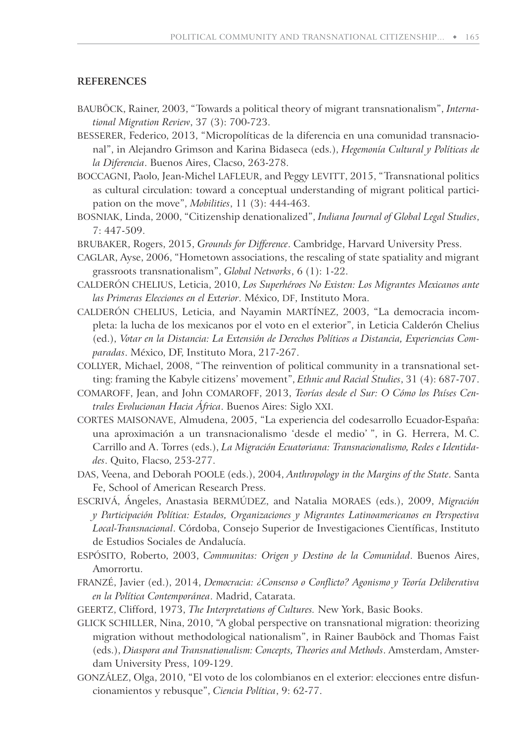## REFERENCES

BAUBÖCK, Rainer, 2003, "Towards a political theory of migrant transnationalism", *International Migration Review*, 37 (3): 700-723.

BESSERER, Federico, 2013, "Micropolíticas de la diferencia en una comunidad transnacional", in Alejandro Grimson and Karina Bidaseca (eds.), *Hegemonía Cultural y Políticas de la Diferencia*. Buenos Aires, Clacso, 263-278.

BOCCAGNI, Paolo, Jean-Michel LAFLEUR, and Peggy LEVITT, 2015, "Transnational politics as cultural circulation: toward a conceptual understanding of migrant political participation on the move", *Mobilities*, 11 (3): 444-463.

BOSNIAK, Linda, 2000, "Citizenship denationalized", *Indiana Journal of Global Legal Studies*, 7: 447-509.

BRUBAKER, Rogers, 2015, *Grounds for Difference*. Cambridge, Harvard University Press.

CAGLAR, Ayse, 2006, "Hometown associations, the rescaling of state spatiality and migrant grassroots transnationalism", *Global Networks*, 6 (1): 1-22.

CALDERÓN CHELIUS, Leticia, 2010, *Los Superhéroes No Existen: Los Migrantes Mexicanos ante las Primeras Elecciones en el Exterior*. México, DF, Instituto Mora.

CALDERÓN CHELIUS, Leticia, and Nayamin MARTÍNEZ, 2003, "La democracia incompleta: la lucha de los mexicanos por el voto en el exterior", in Leticia Calderón Chelius (ed.), *Votar en la Distancia: La Extensión de Derechos Políticos a Distancia, Experiencias Comparadas*. México, DF, Instituto Mora, 217-267.

COLLYER, Michael, 2008, "The reinvention of political community in a transnational setting: framing the Kabyle citizens' movement", *Ethnic and Racial Studies*, 31 (4): 687-707.

COMAROFF, Jean, and John COMAROFF, 2013, *Teorías desde el Sur: O Cómo los Países Centrales Evolucionan Hacia África*. Buenos Aires: Siglo XXI.

CORTES MAISONAVE, Almudena, 2005, "La experiencia del codesarrollo Ecuador-España: una aproximación a un transnacionalismo 'desde el medio' ", in G. Herrera, M. C. Carrillo and A. Torres (eds.), *La Migración Ecuatoriana: Transnacionalismo, Redes e Identidades*. Quito, Flacso, 253-277.

DAS, Veena, and Deborah POOLE (eds.), 2004, *Anthropology in the Margins of the State*. Santa Fe, School of American Research Press.

ESCRIVÁ, Ángeles, Anastasia BERMÚDEZ, and Natalia MORAES (eds.), 2009, *Migración y Participación Política: Estados, Organizaciones y Migrantes Latinoamericanos en Perspectiva Local-Transnacional*. Córdoba, Consejo Superior de Investigaciones Científicas, Instituto de Estudios Sociales de Andalucía.

ESPÓSITO, Roberto, 2003, *Communitas: Origen y Destino de la Comunidad*. Buenos Aires, Amorrortu.

FRANZÉ, Javier (ed.), 2014, *Democracia: ¿Consenso o Conflicto? Agonismo y Teoría Deliberativa en la Política Contemporánea*. Madrid, Catarata.

GEERTZ, Clifford, 1973, *The Interpretations of Cultures.* New York, Basic Books.

GLICK SCHILLER, Nina, 2010, "A global perspective on transnational migration: theorizing migration without methodological nationalism", in Rainer Bauböck and Thomas Faist (eds.), *Diaspora and Transnationalism: Concepts, Theories and Methods*. Amsterdam, Amsterdam University Press, 109-129.

GONZÁLEZ, Olga, 2010, "El voto de los colombianos en el exterior: elecciones entre disfuncionamientos y rebusque", *Ciencia Política*, 9: 62-77.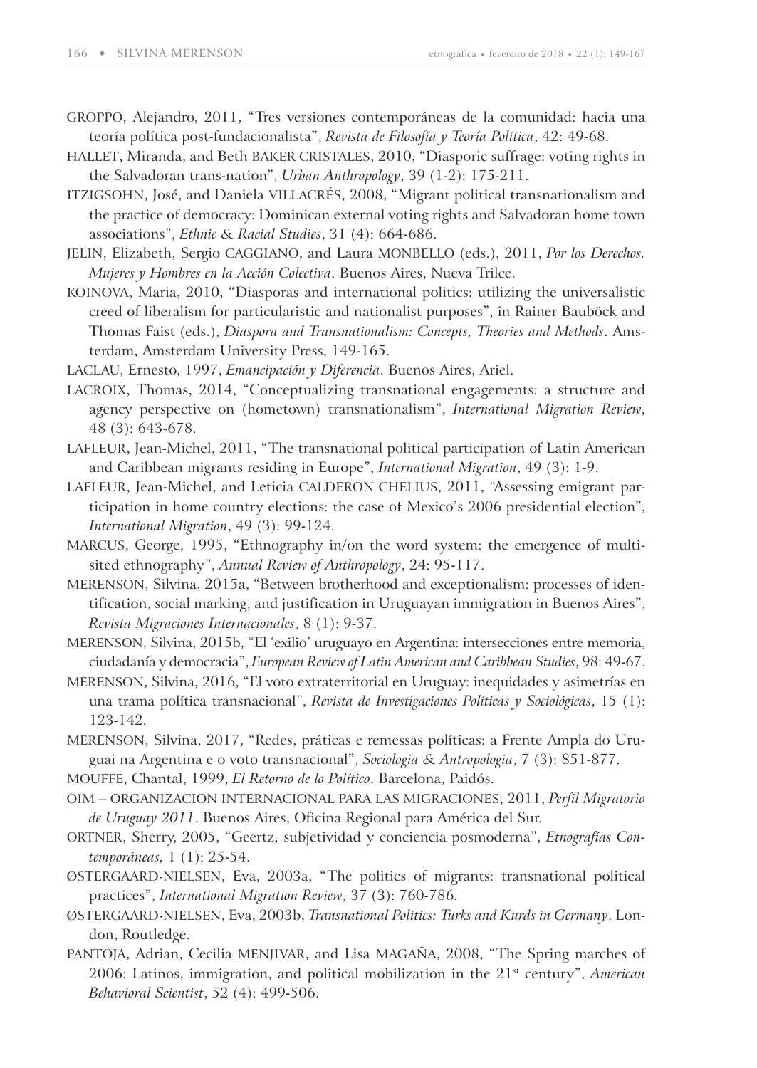GROPPO, Alejandro, 2011, "Tres versiones contemporáneas de la comunidad: hacia una teoría política post-fundacionalista", *Revista de Filosofía y Teoría Política*, 42: 49-68.

HALLET, Miranda, and Beth BAKER CRISTALES, 2010, "Diasporic suffrage: voting rights in the Salvadoran trans-nation", *Urban Anthropology*, 39 (1-2): 175-211.

ITZIGSOHN, José, and Daniela VILLACRÉS, 2008, "Migrant political transnationalism and the practice of democracy: Dominican external voting rights and Salvadoran home town associations", *Ethnic & Racial Studies*, 31 (4): 664-686.

JELIN, Elizabeth, Sergio CAGGIANO, and Laura MONBELLO (eds.), 2011, *Por los Derechos. Mujeres y Hombres en la Acción Colectiva*. Buenos Aires, Nueva Trilce.

KOINOVA, Maria, 2010, "Diasporas and international politics: utilizing the universalistic creed of liberalism for particularistic and nationalist purposes", in Rainer Bauböck and Thomas Faist (eds.), *Diaspora and Transnationalism: Concepts, Theories and Methods*. Amsterdam, Amsterdam University Press, 149-165.

LACLAU, Ernesto, 1997, *Emancipación y Diferencia*. Buenos Aires, Ariel.

LACROIX, Thomas, 2014, "Conceptualizing transnational engagements: a structure and agency perspective on (hometown) transnationalism", *International Migration Review*, 48 (3): 643-678.

LAFLEUR, Jean-Michel, 2011, "The transnational political participation of Latin American and Caribbean migrants residing in Europe", *International Migration*, 49 (3): 1-9.

LAFLEUR, Jean-Michel, and Leticia CALDERON CHELIUS, 2011, "Assessing emigrant participation in home country elections: the case of Mexico's 2006 presidential election", *International Migration*, 49 (3): 99-124.

MARCUS, George, 1995, "Ethnography in/on the word system: the emergence of multisited ethnography", *Annual Review of Anthropology*, 24: 95-117.

MERENSON, Silvina, 2015a, "Between brotherhood and exceptionalism: processes of identification, social marking, and justification in Uruguayan immigration in Buenos Aires", *Revista Migraciones Internacionales*, 8 (1): 9-37.

MERENSON, Silvina, 2015b, "El 'exilio' uruguayo en Argentina: intersecciones entre memoria, ciudadanía y democracia", *European Review of Latin American and Caribbean Studies*, 98: 49-67.

MERENSON, Silvina, 2016, "El voto extraterritorial en Uruguay: inequidades y asimetrías en una trama política transnacional", *Revista de Investigaciones Políticas y Sociológicas*, 15 (1): 123-142.

MERENSON, Silvina, 2017, "Redes, práticas e remessas políticas: a Frente Ampla do Uruguai na Argentina e o voto transnacional", *Sociologia & Antropologia*, 7 (3): 851-877.

MOUFFE, Chantal, 1999, *El Retorno de lo Político*. Barcelona, Paidós.

OIM – ORGANIZACION INTERNACIONAL PARA LAS MIGRACIONES, 2011, *Perfil Migratorio de Uruguay 2011*. Buenos Aires, Oficina Regional para América del Sur.

ORTNER, Sherry, 2005, "Geertz, subjetividad y conciencia posmoderna", *Etnografías Contemporáneas,* 1 (1): 25-54.

ØSTERGAARD-NIELSEN, Eva, 2003a, "The politics of migrants: transnational political practices", *International Migration Review*, 37 (3): 760-786.

ØSTERGAARD-NIELSEN, Eva, 2003b, *Transnational Politics: Turks and Kurds in Germany*. London, Routledge.

PANTOJA, Adrian, Cecilia MENJIVAR, and Lisa MAGAÑA, 2008, "The Spring marches of 2006: Latinos, immigration, and political mobilization in the 21st century", *American Behavioral Scientist*, 52 (4): 499-506.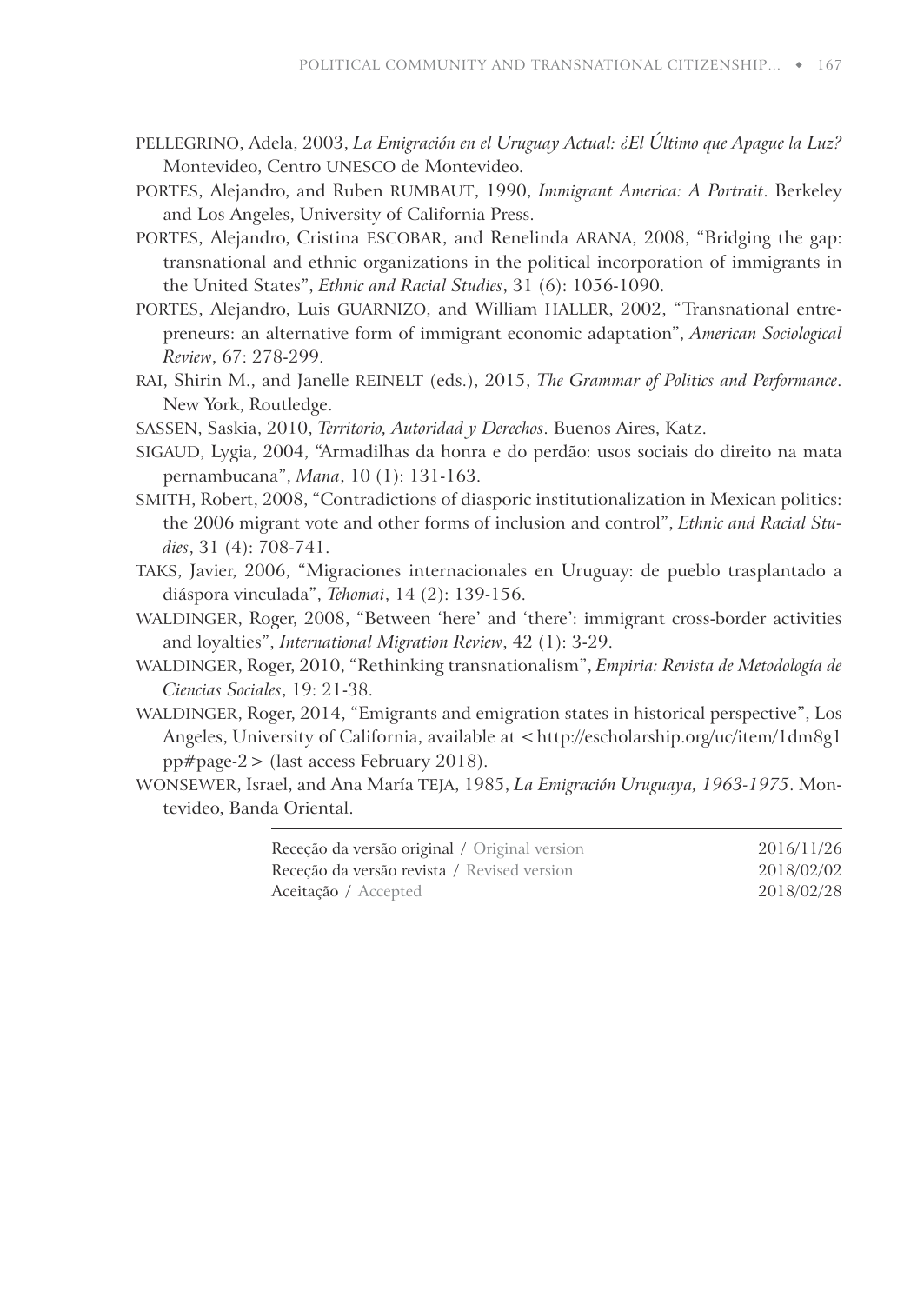PELLEGRINO, Adela, 2003, *La Emigración en el Uruguay Actual: ¿El Último que Apague la Luz?* Montevideo, Centro UNESCO de Montevideo.

PORTES, Alejandro, and Ruben RUMBAUT, 1990, *Immigrant America: A Portrait*. Berkeley and Los Angeles, University of California Press.

PORTES, Alejandro, Cristina ESCOBAR, and Renelinda ARANA, 2008, "Bridging the gap: transnational and ethnic organizations in the political incorporation of immigrants in the United States", *Ethnic and Racial Studies*, 31 (6): 1056-1090.

PORTES, Alejandro, Luis GUARNIZO, and William HALLER, 2002, "Transnational entrepreneurs: an alternative form of immigrant economic adaptation", *American Sociological Review*, 67: 278-299.

RAI, Shirin M., and Janelle REINELT (eds.), 2015, *The Grammar of Politics and Performance*. New York, Routledge.

SASSEN, Saskia, 2010, *Territorio, Autoridad y Derechos*. Buenos Aires, Katz.

SIGAUD, Lygia, 2004, "Armadilhas da honra e do perdão: usos sociais do direito na mata pernambucana", *Mana*, 10 (1): 131-163.

SMITH, Robert, 2008, "Contradictions of diasporic institutionalization in Mexican politics: the 2006 migrant vote and other forms of inclusion and control", *Ethnic and Racial Studies*, 31 (4): 708-741.

TAKS, Javier, 2006, "Migraciones internacionales en Uruguay: de pueblo trasplantado a diáspora vinculada", *Tehomai*, 14 (2): 139-156.

WALDINGER, Roger, 2008, "Between 'here' and 'there': immigrant cross-border activities and loyalties", *International Migration Review*, 42 (1): 3-29.

WALDINGER, Roger, 2010, "Rethinking transnationalism", *Empiria: Revista de Metodología de Ciencias Sociales*, 19: 21-38.

WALDINGER, Roger, 2014, "Emigrants and emigration states in historical perspective", Los Angeles, University of California, available at <http://escholarship.org/uc/item/1dm8g1pp#page-2> (last access February 2018).

WONSEWER, Israel, and Ana María TEJA, 1985, *La Emigración Uruguaya, 1963-1975*. Montevideo, Banda Oriental.

| | |
|---|---|
| Receção da versão original / Original version | 2016/11/26 |
| Receção da versão revista / Revised version | 2018/02/02 |
| Aceitação / Accepted | 2018/02/28 |